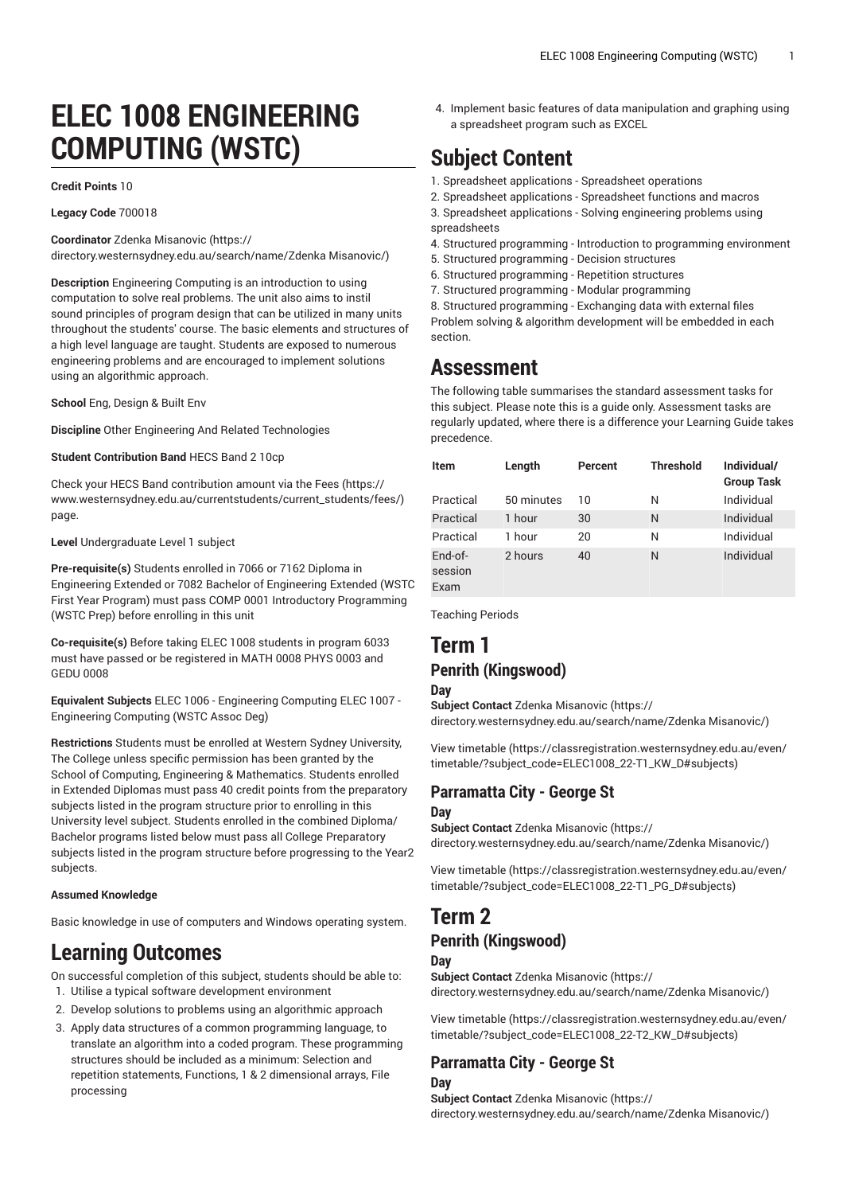# ELEC 1008 ENGINEERING COMPUTING (WSTC)

**Credit Points** 10

**Legacy Code** 700018

**Coordinator** Zdenka Misanovic (https://directory.westernsydney.edu.au/search/name/Zdenka Misanovic/)

**Description** Engineering Computing is an introduction to using computation to solve real problems. The unit also aims to instil sound principles of program design that can be utilized in many units throughout the students' course. The basic elements and structures of a high level language are taught. Students are exposed to numerous engineering problems and are encouraged to implement solutions using an algorithmic approach.

**School** Eng, Design & Built Env

**Discipline** Other Engineering And Related Technologies

**Student Contribution Band** HECS Band 2 10cp

Check your HECS Band contribution amount via the Fees (https://www.westernsydney.edu.au/currentstudents/current_students/fees/) page.

**Level** Undergraduate Level 1 subject

**Pre-requisite(s)** Students enrolled in 7066 or 7162 Diploma in Engineering Extended or 7082 Bachelor of Engineering Extended (WSTC First Year Program) must pass COMP 0001 Introductory Programming (WSTC Prep) before enrolling in this unit

**Co-requisite(s)** Before taking ELEC 1008 students in program 6033 must have passed or be registered in MATH 0008 PHYS 0003 and GEDU 0008

**Equivalent Subjects** ELEC 1006 - Engineering Computing ELEC 1007 - Engineering Computing (WSTC Assoc Deg)

**Restrictions** Students must be enrolled at Western Sydney University, The College unless specific permission has been granted by the School of Computing, Engineering & Mathematics. Students enrolled in Extended Diplomas must pass 40 credit points from the preparatory subjects listed in the program structure prior to enrolling in this University level subject. Students enrolled in the combined Diploma/Bachelor programs listed below must pass all College Preparatory subjects listed in the program structure before progressing to the Year2 subjects.

**Assumed Knowledge**

Basic knowledge in use of computers and Windows operating system.

# Learning Outcomes

On successful completion of this subject, students should be able to:

1. Utilise a typical software development environment
2. Develop solutions to problems using an algorithmic approach
3. Apply data structures of a common programming language, to translate an algorithm into a coded program. These programming structures should be included as a minimum: Selection and repetition statements, Functions, 1 & 2 dimensional arrays, File processing
4. Implement basic features of data manipulation and graphing using a spreadsheet program such as EXCEL

# Subject Content

1. Spreadsheet applications - Spreadsheet operations
2. Spreadsheet applications - Spreadsheet functions and macros
3. Spreadsheet applications - Solving engineering problems using spreadsheets
4. Structured programming - Introduction to programming environment
5. Structured programming - Decision structures
6. Structured programming - Repetition structures
7. Structured programming - Modular programming
8. Structured programming - Exchanging data with external files

Problem solving & algorithm development will be embedded in each section.

# Assessment

The following table summarises the standard assessment tasks for this subject. Please note this is a guide only. Assessment tasks are regularly updated, where there is a difference your Learning Guide takes precedence.

| Item | Length | Percent | Threshold | Individual/ Group Task |
|---|---|---|---|---|
| Practical | 50 minutes | 10 | N | Individual |
| Practical | 1 hour | 30 | N | Individual |
| Practical | 1 hour | 20 | N | Individual |
| End-of-session Exam | 2 hours | 40 | N | Individual |

Teaching Periods

# Term 1

## Penrith (Kingswood)

### Day

**Subject Contact** Zdenka Misanovic (https://directory.westernsydney.edu.au/search/name/Zdenka Misanovic/)

View timetable (https://classregistration.westernsydney.edu.au/even/timetable/?subject_code=ELEC1008_22-T1_KW_D#subjects)

## Parramatta City - George St

### Day

**Subject Contact** Zdenka Misanovic (https://directory.westernsydney.edu.au/search/name/Zdenka Misanovic/)

View timetable (https://classregistration.westernsydney.edu.au/even/timetable/?subject_code=ELEC1008_22-T1_PG_D#subjects)

# Term 2

## Penrith (Kingswood)

### Day

**Subject Contact** Zdenka Misanovic (https://directory.westernsydney.edu.au/search/name/Zdenka Misanovic/)

View timetable (https://classregistration.westernsydney.edu.au/even/timetable/?subject_code=ELEC1008_22-T2_KW_D#subjects)

## Parramatta City - George St

### Day

**Subject Contact** Zdenka Misanovic (https://directory.westernsydney.edu.au/search/name/Zdenka Misanovic/)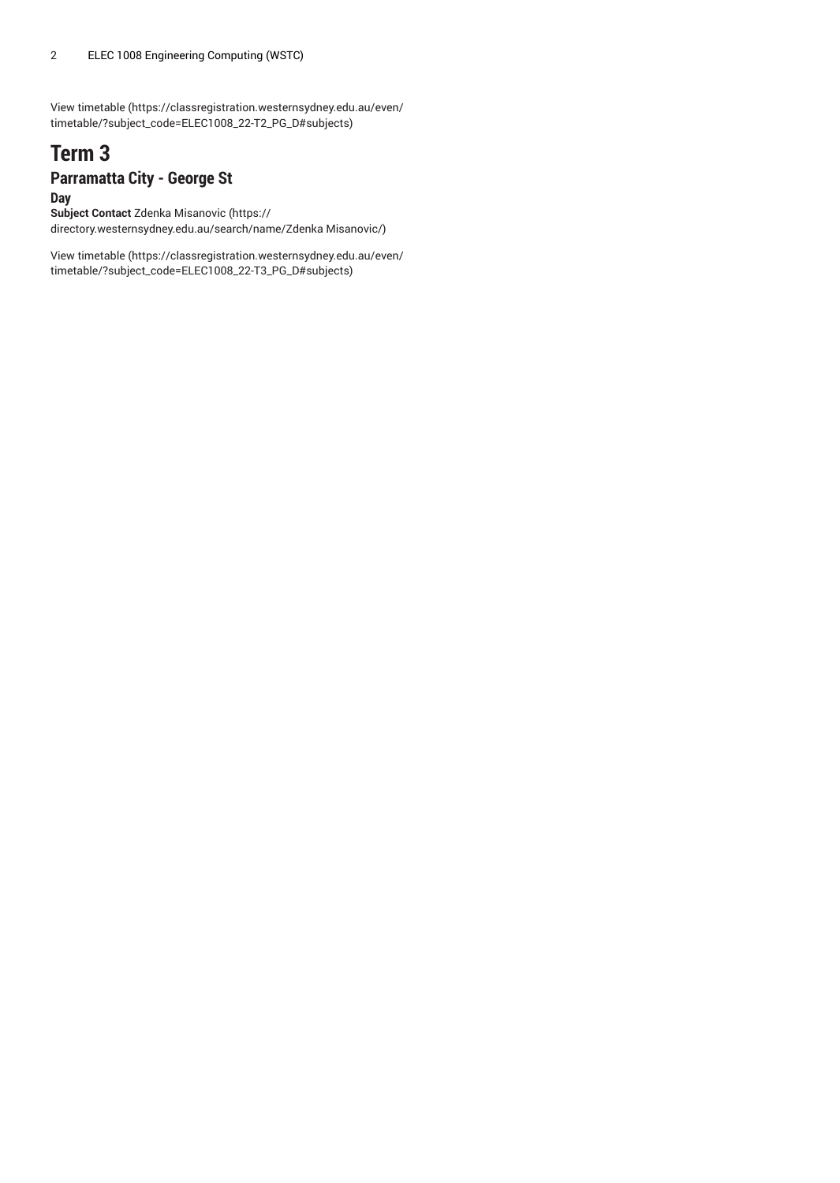View timetable (https://classregistration.westernsydney.edu.au/even/timetable/?subject_code=ELEC1008_22-T2_PG_D#subjects)

## Term 3

### Parramatta City - George St

#### Day

**Subject Contact** Zdenka Misanovic (https://directory.westernsydney.edu.au/search/name/Zdenka Misanovic/)

View timetable (https://classregistration.westernsydney.edu.au/even/timetable/?subject_code=ELEC1008_22-T3_PG_D#subjects)